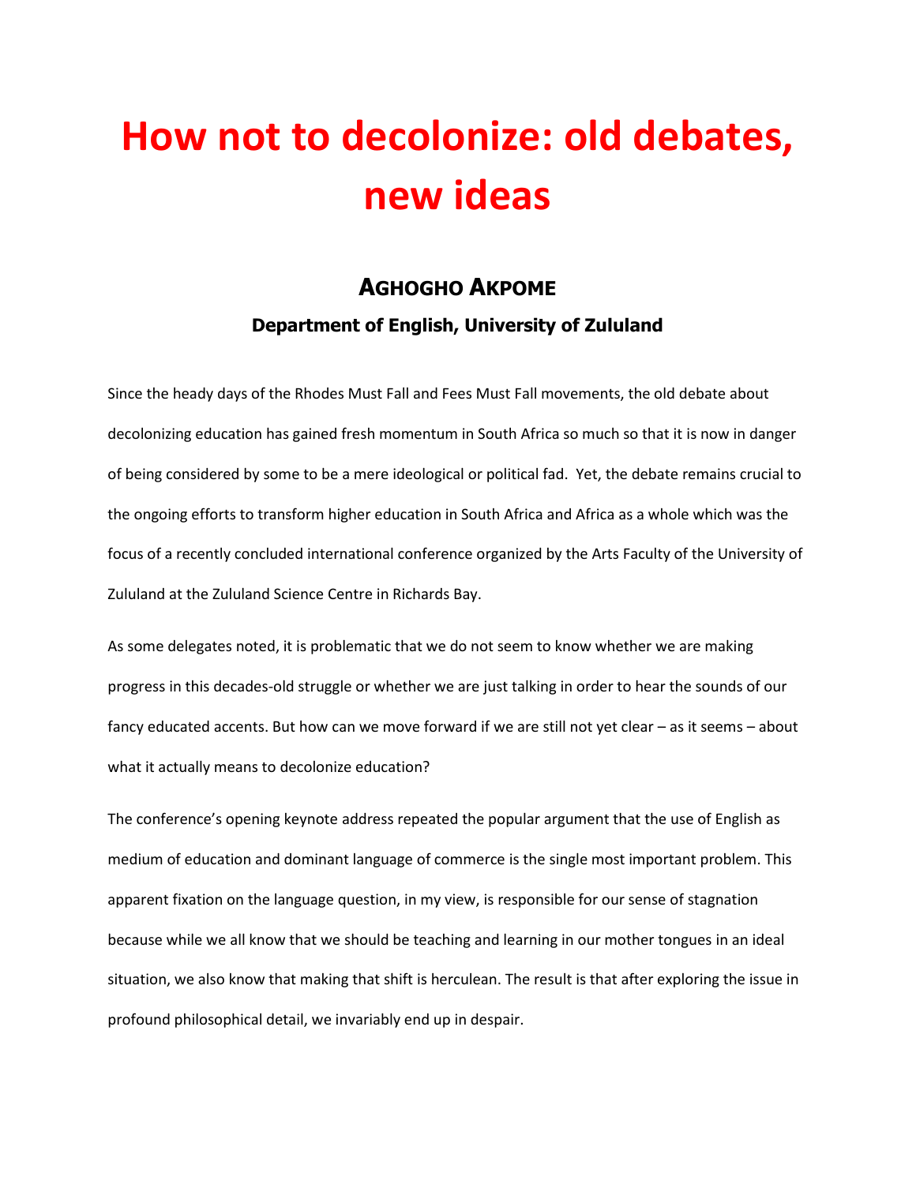# How not to decolonize: old debates, new ideas

## Aghogho Akpome

### Department of English, University of Zululand

Since the heady days of the Rhodes Must Fall and Fees Must Fall movements, the old debate about decolonizing education has gained fresh momentum in South Africa so much so that it is now in danger of being considered by some to be a mere ideological or political fad.  Yet, the debate remains crucial to the ongoing efforts to transform higher education in South Africa and Africa as a whole which was the focus of a recently concluded international conference organized by the Arts Faculty of the University of Zululand at the Zululand Science Centre in Richards Bay.

As some delegates noted, it is problematic that we do not seem to know whether we are making progress in this decades-old struggle or whether we are just talking in order to hear the sounds of our fancy educated accents. But how can we move forward if we are still not yet clear – as it seems – about what it actually means to decolonize education?

The conference's opening keynote address repeated the popular argument that the use of English as medium of education and dominant language of commerce is the single most important problem. This apparent fixation on the language question, in my view, is responsible for our sense of stagnation because while we all know that we should be teaching and learning in our mother tongues in an ideal situation, we also know that making that shift is herculean. The result is that after exploring the issue in profound philosophical detail, we invariably end up in despair.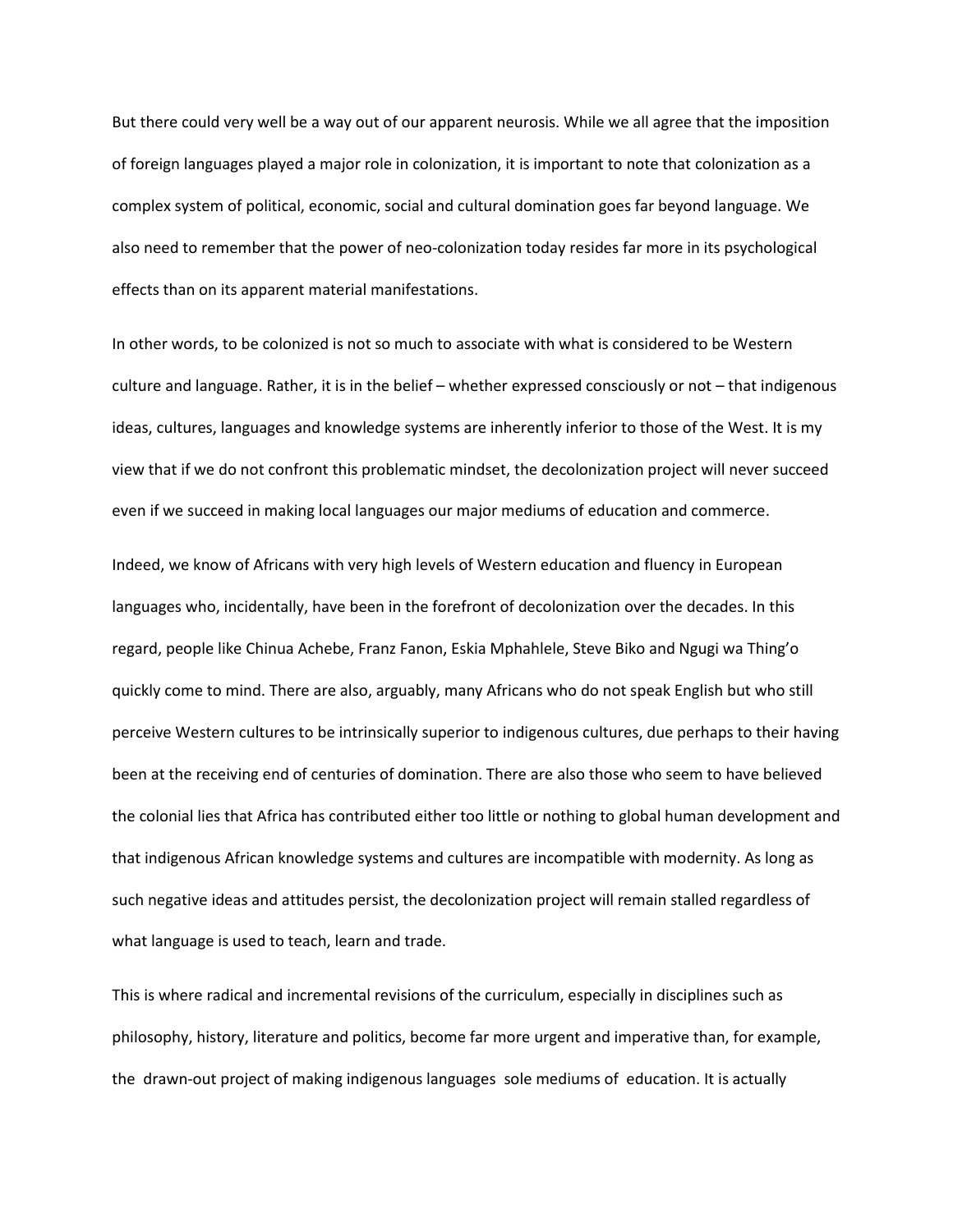But there could very well be a way out of our apparent neurosis. While we all agree that the imposition of foreign languages played a major role in colonization, it is important to note that colonization as a complex system of political, economic, social and cultural domination goes far beyond language. We also need to remember that the power of neo-colonization today resides far more in its psychological effects than on its apparent material manifestations.

In other words, to be colonized is not so much to associate with what is considered to be Western culture and language. Rather, it is in the belief – whether expressed consciously or not – that indigenous ideas, cultures, languages and knowledge systems are inherently inferior to those of the West. It is my view that if we do not confront this problematic mindset, the decolonization project will never succeed even if we succeed in making local languages our major mediums of education and commerce.

Indeed, we know of Africans with very high levels of Western education and fluency in European languages who, incidentally, have been in the forefront of decolonization over the decades. In this regard, people like Chinua Achebe, Franz Fanon, Eskia Mphahlele, Steve Biko and Ngugi wa Thing'o quickly come to mind. There are also, arguably, many Africans who do not speak English but who still perceive Western cultures to be intrinsically superior to indigenous cultures, due perhaps to their having been at the receiving end of centuries of domination. There are also those who seem to have believed the colonial lies that Africa has contributed either too little or nothing to global human development and that indigenous African knowledge systems and cultures are incompatible with modernity. As long as such negative ideas and attitudes persist, the decolonization project will remain stalled regardless of what language is used to teach, learn and trade.

This is where radical and incremental revisions of the curriculum, especially in disciplines such as philosophy, history, literature and politics, become far more urgent and imperative than, for example, the drawn-out project of making indigenous languages sole mediums of education. It is actually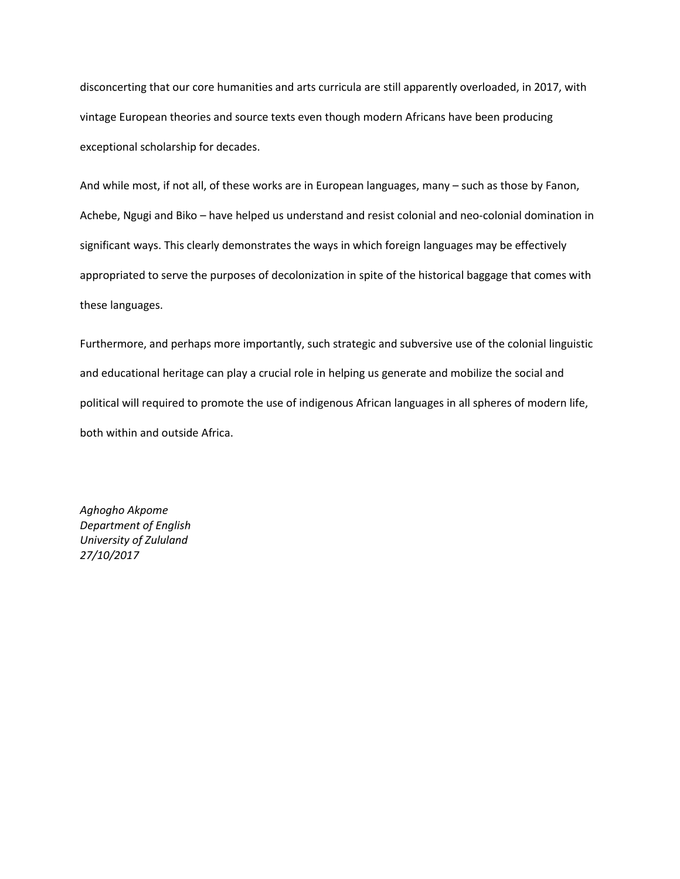disconcerting that our core humanities and arts curricula are still apparently overloaded, in 2017, with vintage European theories and source texts even though modern Africans have been producing exceptional scholarship for decades.

And while most, if not all, of these works are in European languages, many – such as those by Fanon, Achebe, Ngugi and Biko – have helped us understand and resist colonial and neo-colonial domination in significant ways. This clearly demonstrates the ways in which foreign languages may be effectively appropriated to serve the purposes of decolonization in spite of the historical baggage that comes with these languages.

Furthermore, and perhaps more importantly, such strategic and subversive use of the colonial linguistic and educational heritage can play a crucial role in helping us generate and mobilize the social and political will required to promote the use of indigenous African languages in all spheres of modern life, both within and outside Africa.

*Aghogho Akpome*
*Department of English*
*University of Zululand*
*27/10/2017*